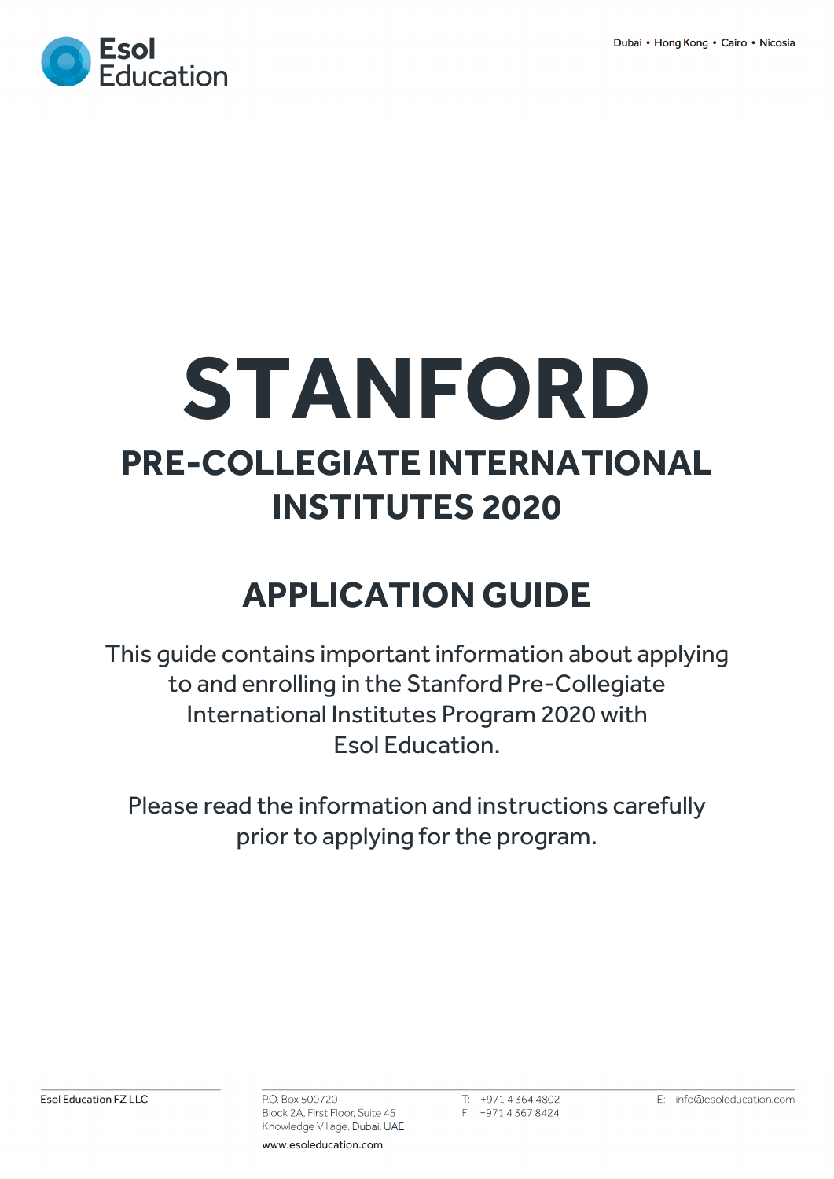Esol Education

Dubai • Hong Kong • Cairo • Nicosia

# STANFORD

## PRE-COLLEGIATE INTERNATIONAL INSTITUTES 2020

## APPLICATION GUIDE

This guide contains important information about applying to and enrolling in the Stanford Pre-Collegiate International Institutes Program 2020 with Esol Education.

Please read the information and instructions carefully prior to applying for the program.

Esol Education FZ LLC

P.O. Box 500720
Block 2A, First Floor, Suite 45
Knowledge Village, Dubai, UAE

www.esoleducation.com

T: +971 4 364 4802
F: +971 4 367 8424

E: info@esoleducation.com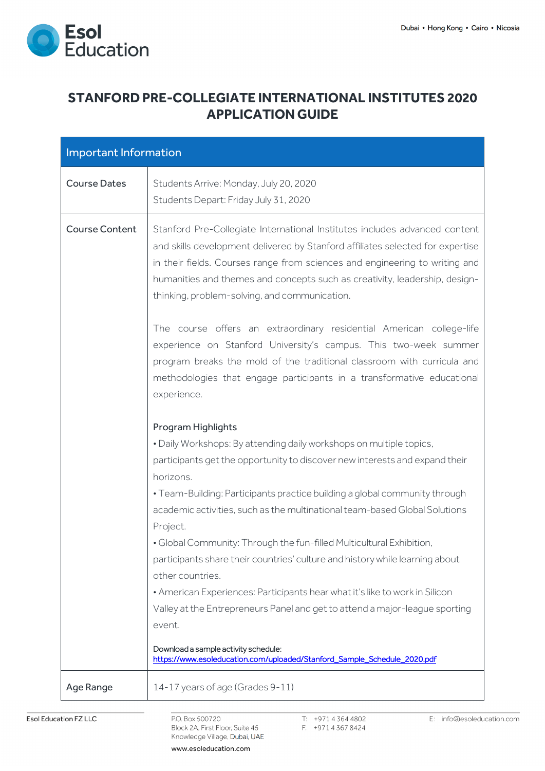# STANFORD PRE-COLLEGIATE INTERNATIONAL INSTITUTES 2020 APPLICATION GUIDE

| Important Information | |
|---|---|
| Course Dates | Students Arrive: Monday, July 20, 2020<br>Students Depart: Friday July 31, 2020 |
| Course Content | Stanford Pre-Collegiate International Institutes includes advanced content and skills development delivered by Stanford affiliates selected for expertise in their fields. Courses range from sciences and engineering to writing and humanities and themes and concepts such as creativity, leadership, design-thinking, problem-solving, and communication.<br><br>The course offers an extraordinary residential American college-life experience on Stanford University's campus. This two-week summer program breaks the mold of the traditional classroom with curricula and methodologies that engage participants in a transformative educational experience.<br><br>Program Highlights<br>• Daily Workshops: By attending daily workshops on multiple topics, participants get the opportunity to discover new interests and expand their horizons.<br>• Team-Building: Participants practice building a global community through academic activities, such as the multinational team-based Global Solutions Project.<br>• Global Community: Through the fun-filled Multicultural Exhibition, participants share their countries' culture and history while learning about other countries.<br>• American Experiences: Participants hear what it's like to work in Silicon Valley at the Entrepreneurs Panel and get to attend a major-league sporting event.<br><br>Download a sample activity schedule:<br>https://www.esoleducation.com/uploaded/Stanford_Sample_Schedule_2020.pdf |
| Age Range | 14-17 years of age (Grades 9-11) |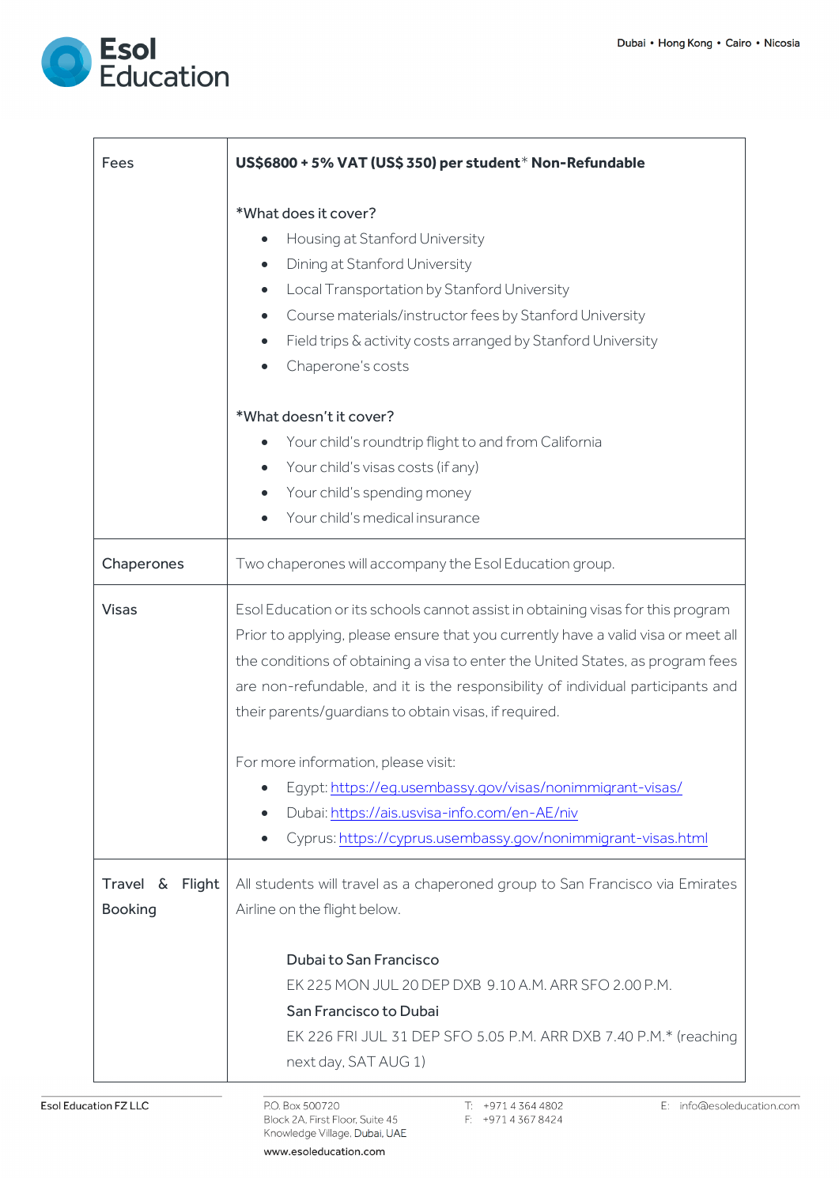| | |
|---|---|
| Fees | **US$6800 + 5% VAT (US$ 350) per student*** **Non-Refundable**<br><br>*What does it cover?<br>• Housing at Stanford University<br>• Dining at Stanford University<br>• Local Transportation by Stanford University<br>• Course materials/instructor fees by Stanford University<br>• Field trips & activity costs arranged by Stanford University<br>• Chaperone's costs<br><br>*What doesn't it cover?<br>• Your child's roundtrip flight to and from California<br>• Your child's visas costs (if any)<br>• Your child's spending money<br>• Your child's medical insurance |
| Chaperones | Two chaperones will accompany the Esol Education group. |
| Visas | Esol Education or its schools cannot assist in obtaining visas for this program Prior to applying, please ensure that you currently have a valid visa or meet all the conditions of obtaining a visa to enter the United States, as program fees are non-refundable, and it is the responsibility of individual participants and their parents/guardians to obtain visas, if required.<br><br>For more information, please visit:<br>• Egypt: https://eg.usembassy.gov/visas/nonimmigrant-visas/<br>• Dubai: https://ais.usvisa-info.com/en-AE/niv<br>• Cyprus: https://cyprus.usembassy.gov/nonimmigrant-visas.html |
| Travel & Flight Booking | All students will travel as a chaperoned group to San Francisco via Emirates Airline on the flight below.<br><br>Dubai to San Francisco<br>EK 225 MON JUL 20 DEP DXB 9.10 A.M. ARR SFO 2.00 P.M.<br>San Francisco to Dubai<br>EK 226 FRI JUL 31 DEP SFO 5.05 P.M. ARR DXB 7.40 P.M.* (reaching next day, SAT AUG 1) |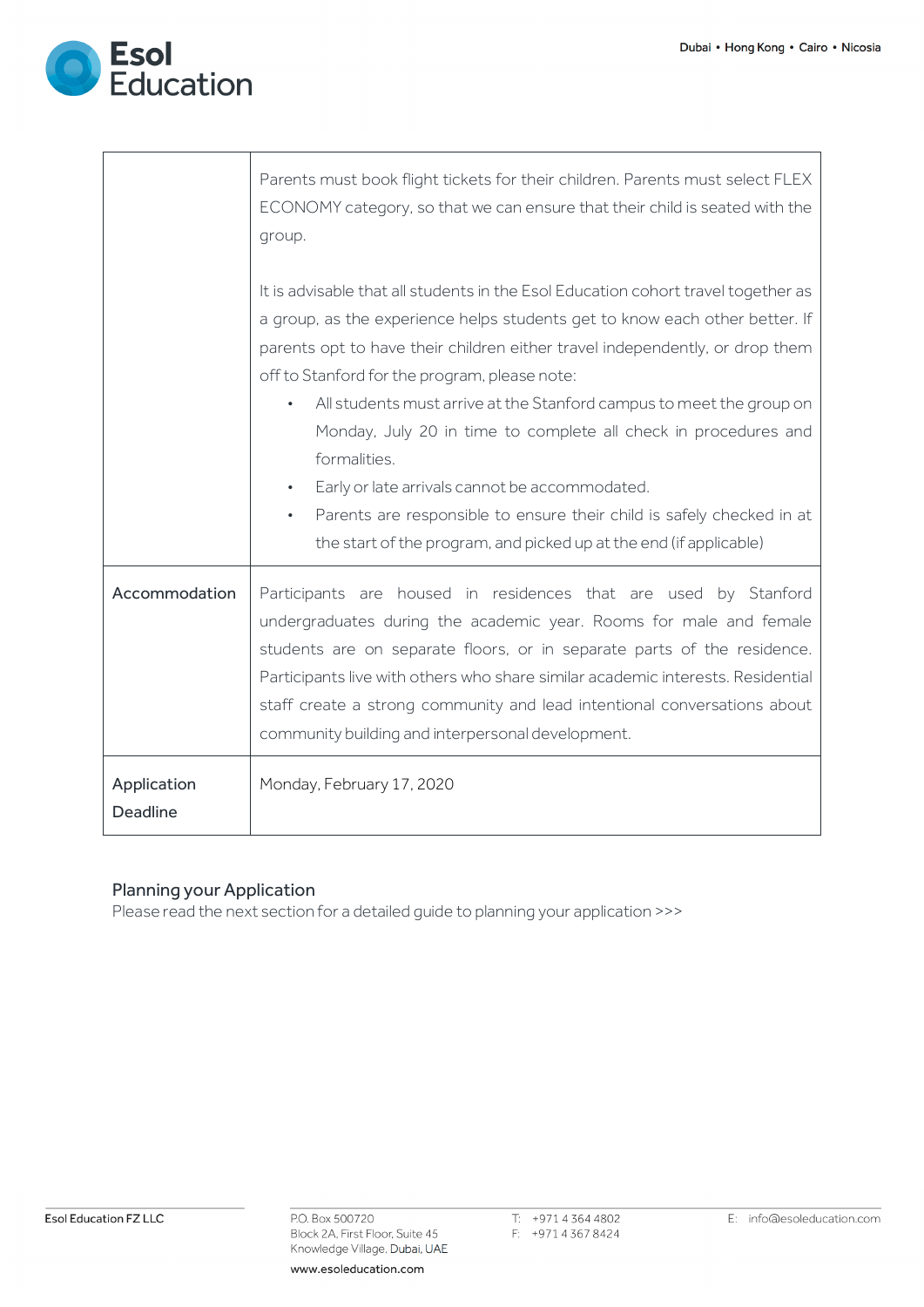|  |  |
|---|---|
|  | Parents must book flight tickets for their children. Parents must select FLEX ECONOMY category, so that we can ensure that their child is seated with the group.<br><br>It is advisable that all students in the Esol Education cohort travel together as a group, as the experience helps students get to know each other better. If parents opt to have their children either travel independently, or drop them off to Stanford for the program, please note:<br>• All students must arrive at the Stanford campus to meet the group on Monday, July 20 in time to complete all check in procedures and formalities.<br>• Early or late arrivals cannot be accommodated.<br>• Parents are responsible to ensure their child is safely checked in at the start of the program, and picked up at the end (if applicable) |
| Accommodation | Participants are housed in residences that are used by Stanford undergraduates during the academic year. Rooms for male and female students are on separate floors, or in separate parts of the residence. Participants live with others who share similar academic interests. Residential staff create a strong community and lead intentional conversations about community building and interpersonal development. |
| Application Deadline | Monday, February 17, 2020 |

## Planning your Application

Please read the next section for a detailed guide to planning your application >>>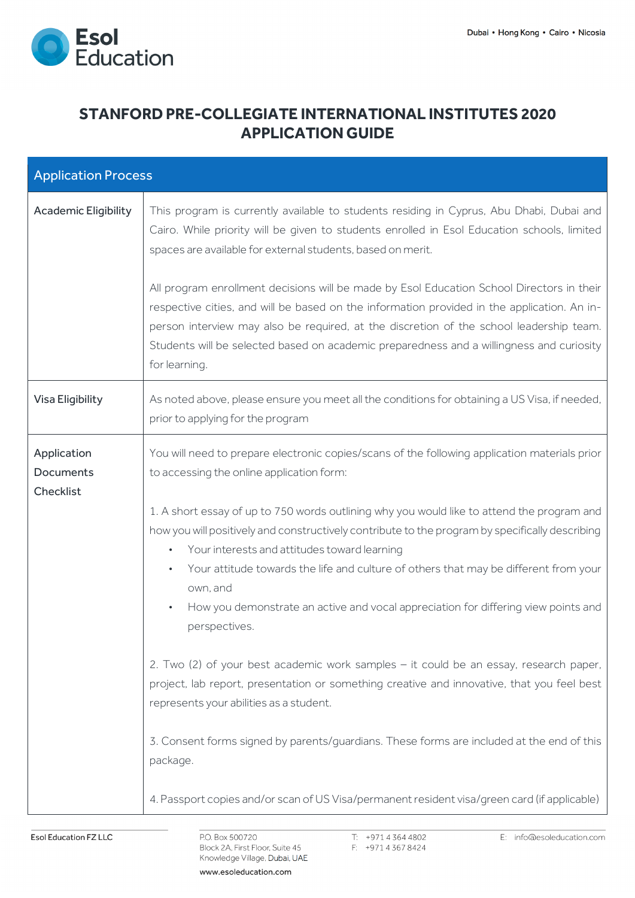# STANFORD PRE-COLLEGIATE INTERNATIONAL INSTITUTES 2020 APPLICATION GUIDE

| Application Process | |
|---|---|
| Academic Eligibility | This program is currently available to students residing in Cyprus, Abu Dhabi, Dubai and Cairo. While priority will be given to students enrolled in Esol Education schools, limited spaces are available for external students, based on merit.<br><br>All program enrollment decisions will be made by Esol Education School Directors in their respective cities, and will be based on the information provided in the application. An in-person interview may also be required, at the discretion of the school leadership team. Students will be selected based on academic preparedness and a willingness and curiosity for learning. |
| Visa Eligibility | As noted above, please ensure you meet all the conditions for obtaining a US Visa, if needed, prior to applying for the program |
| Application Documents Checklist | You will need to prepare electronic copies/scans of the following application materials prior to accessing the online application form:<br><br>1. A short essay of up to 750 words outlining why you would like to attend the program and how you will positively and constructively contribute to the program by specifically describing<br>• Your interests and attitudes toward learning<br>• Your attitude towards the life and culture of others that may be different from your own, and<br>• How you demonstrate an active and vocal appreciation for differing view points and perspectives.<br><br>2. Two (2) of your best academic work samples – it could be an essay, research paper, project, lab report, presentation or something creative and innovative, that you feel best represents your abilities as a student.<br><br>3. Consent forms signed by parents/guardians. These forms are included at the end of this package.<br><br>4. Passport copies and/or scan of US Visa/permanent resident visa/green card (if applicable) |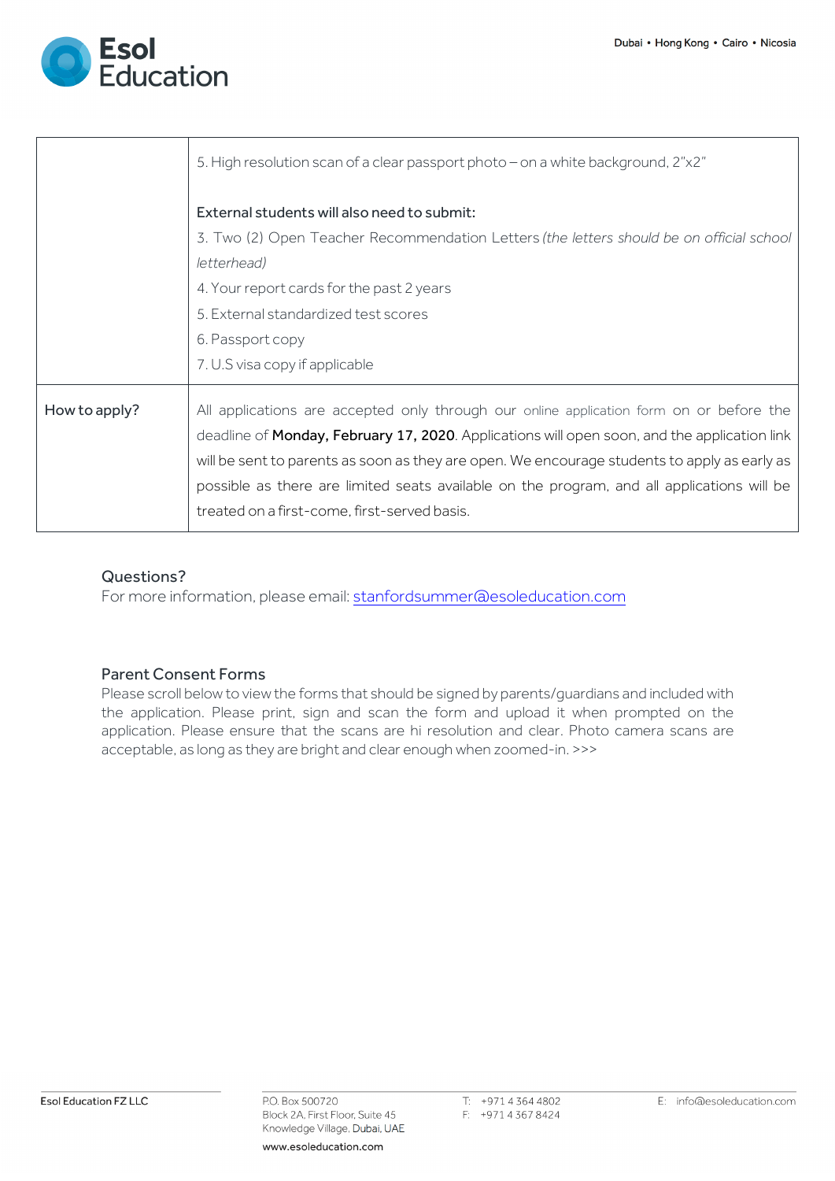| | |
|---|---|
| | 5. High resolution scan of a clear passport photo – on a white background, 2"x2"<br><br>External students will also need to submit:<br>3. Two (2) Open Teacher Recommendation Letters *(the letters should be on official school letterhead)*<br>4. Your report cards for the past 2 years<br>5. External standardized test scores<br>6. Passport copy<br>7. U.S visa copy if applicable |
| How to apply? | All applications are accepted only through our online application form on or before the deadline of **Monday, February 17, 2020**. Applications will open soon, and the application link will be sent to parents as soon as they are open. We encourage students to apply as early as possible as there are limited seats available on the program, and all applications will be treated on a first-come, first-served basis. |

## Questions?

For more information, please email: stanfordsummer@esoleducation.com

## Parent Consent Forms

Please scroll below to view the forms that should be signed by parents/guardians and included with the application. Please print, sign and scan the form and upload it when prompted on the application. Please ensure that the scans are hi resolution and clear. Photo camera scans are acceptable, as long as they are bright and clear enough when zoomed-in. >>>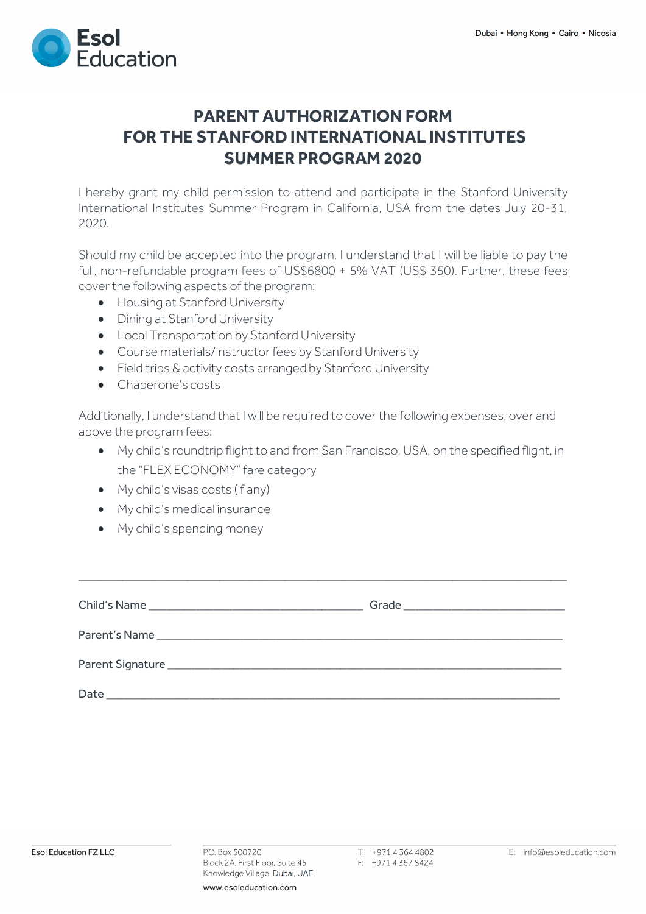# PARENT AUTHORIZATION FORM
# FOR THE STANFORD INTERNATIONAL INSTITUTES
# SUMMER PROGRAM 2020

I hereby grant my child permission to attend and participate in the Stanford University International Institutes Summer Program in California, USA from the dates July 20-31, 2020.

Should my child be accepted into the program, I understand that I will be liable to pay the full, non-refundable program fees of US$6800 + 5% VAT (US$ 350). Further, these fees cover the following aspects of the program:

- Housing at Stanford University
- Dining at Stanford University
- Local Transportation by Stanford University
- Course materials/instructor fees by Stanford University
- Field trips & activity costs arranged by Stanford University
- Chaperone's costs

Additionally, I understand that I will be required to cover the following expenses, over and above the program fees:

- My child's roundtrip flight to and from San Francisco, USA, on the specified flight, in the "FLEX ECONOMY" fare category
- My child's visas costs (if any)
- My child's medical insurance
- My child's spending money

---

Child's Name ______________________________ Grade ______________________

Parent's Name ________________________________________________________

Parent Signature ______________________________________________________

Date ______________________________________________________________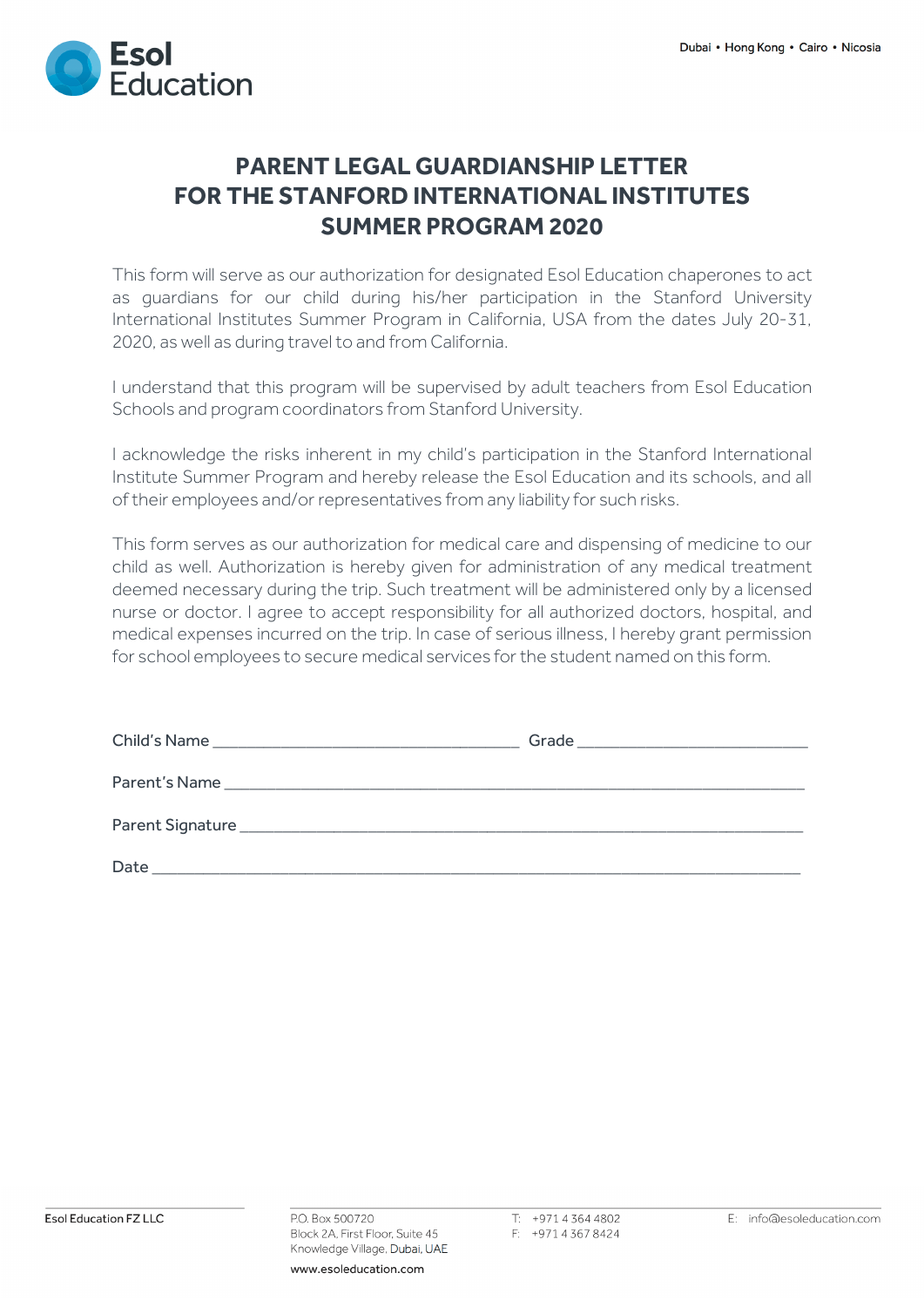# PARENT LEGAL GUARDIANSHIP LETTER FOR THE STANFORD INTERNATIONAL INSTITUTES SUMMER PROGRAM 2020

This form will serve as our authorization for designated Esol Education chaperones to act as guardians for our child during his/her participation in the Stanford University International Institutes Summer Program in California, USA from the dates July 20-31, 2020, as well as during travel to and from California.

I understand that this program will be supervised by adult teachers from Esol Education Schools and program coordinators from Stanford University.

I acknowledge the risks inherent in my child's participation in the Stanford International Institute Summer Program and hereby release the Esol Education and its schools, and all of their employees and/or representatives from any liability for such risks.

This form serves as our authorization for medical care and dispensing of medicine to our child as well. Authorization is hereby given for administration of any medical treatment deemed necessary during the trip. Such treatment will be administered only by a licensed nurse or doctor. I agree to accept responsibility for all authorized doctors, hospital, and medical expenses incurred on the trip. In case of serious illness, I hereby grant permission for school employees to secure medical services for the student named on this form.

Child's Name ___________________________________ Grade __________________________

Parent's Name __________________________________________________________________

Parent Signature ________________________________________________________________

Date ________________________________________________________________________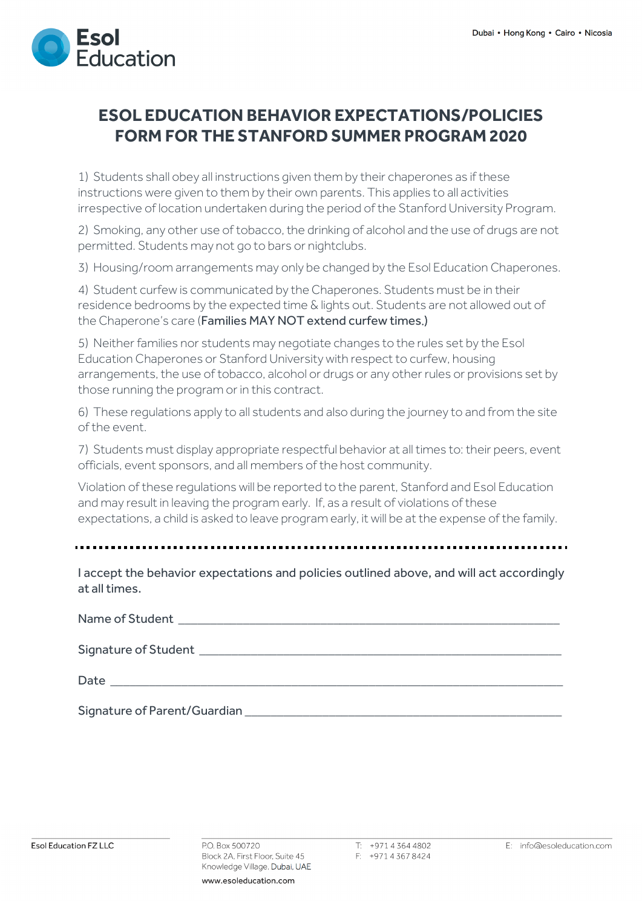Esol Education

Dubai • Hong Kong • Cairo • Nicosia

# ESOL EDUCATION BEHAVIOR EXPECTATIONS/POLICIES FORM FOR THE STANFORD SUMMER PROGRAM 2020

1) Students shall obey all instructions given them by their chaperones as if these instructions were given to them by their own parents. This applies to all activities irrespective of location undertaken during the period of the Stanford University Program.

2) Smoking, any other use of tobacco, the drinking of alcohol and the use of drugs are not permitted. Students may not go to bars or nightclubs.

3) Housing/room arrangements may only be changed by the Esol Education Chaperones.

4) Student curfew is communicated by the Chaperones. Students must be in their residence bedrooms by the expected time & lights out. Students are not allowed out of the Chaperone's care (Families MAY NOT extend curfew times.)

5) Neither families nor students may negotiate changes to the rules set by the Esol Education Chaperones or Stanford University with respect to curfew, housing arrangements, the use of tobacco, alcohol or drugs or any other rules or provisions set by those running the program or in this contract.

6) These regulations apply to all students and also during the journey to and from the site of the event.

7) Students must display appropriate respectful behavior at all times to: their peers, event officials, event sponsors, and all members of the host community.

Violation of these regulations will be reported to the parent, Stanford and Esol Education and may result in leaving the program early. If, as a result of violations of these expectations, a child is asked to leave program early, it will be at the expense of the family.

---

I accept the behavior expectations and policies outlined above, and will act accordingly at all times.

Name of Student ______________________________________________

Signature of Student ___________________________________________

Date _______________________________________________________

Signature of Parent/Guardian ____________________________________

Esol Education FZ LLC

P.O. Box 500720
Block 2A, First Floor, Suite 45
Knowledge Village, Dubai, UAE
www.esoleducation.com

T: +971 4 364 4802
F: +971 4 367 8424

E: info@esoleducation.com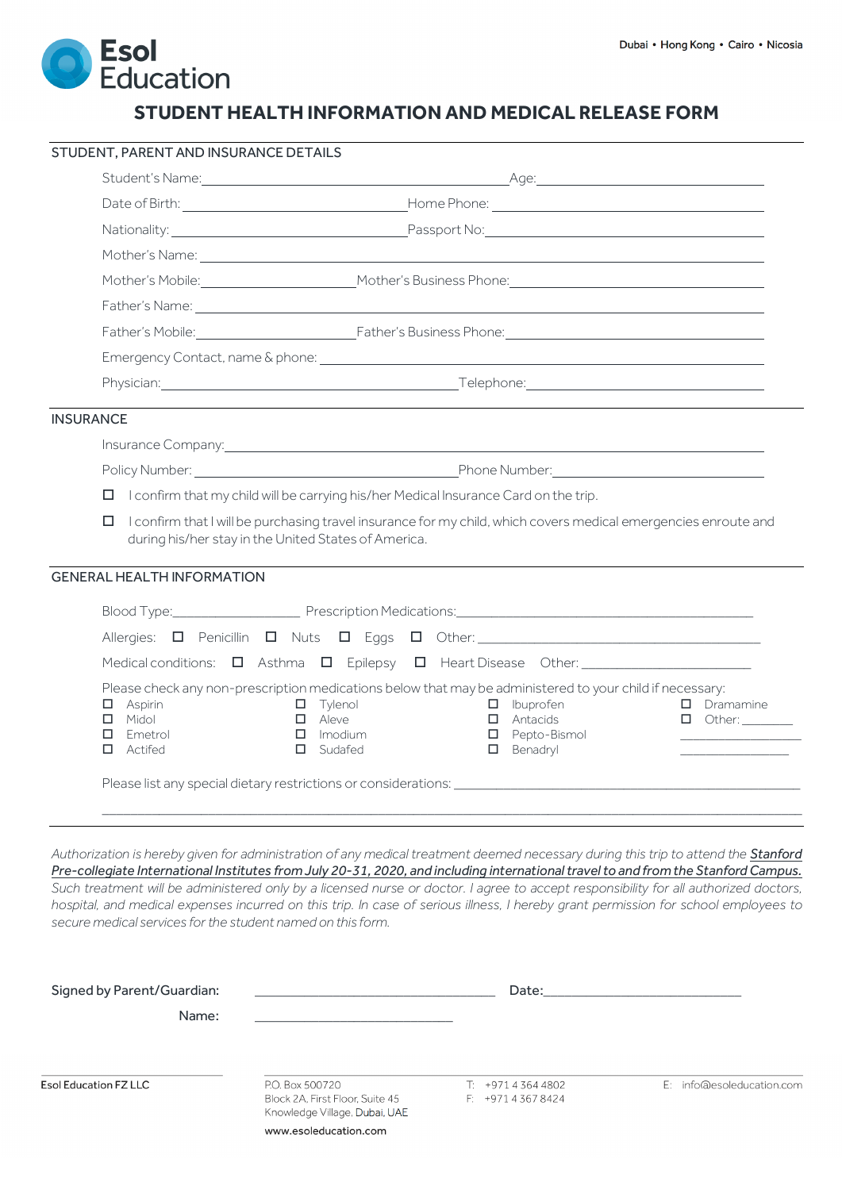Esol Education

Dubai • Hong Kong • Cairo • Nicosia

# STUDENT HEALTH INFORMATION AND MEDICAL RELEASE FORM

## STUDENT, PARENT AND INSURANCE DETAILS

Student's Name: ______________________ Age: ______________

Date of Birth: ______________________ Home Phone: ______________

Nationality: ______________________ Passport No: ______________

Mother's Name: ______________________

Mother's Mobile: ______________ Mother's Business Phone: ______________

Father's Name: ______________________

Father's Mobile: ______________ Father's Business Phone: ______________

Emergency Contact, name & phone: ______________________

Physician: ______________________ Telephone: ______________

## INSURANCE

Insurance Company: ______________________

Policy Number: ______________________ Phone Number: ______________

☐ I confirm that my child will be carrying his/her Medical Insurance Card on the trip.

☐ I confirm that I will be purchasing travel insurance for my child, which covers medical emergencies enroute and during his/her stay in the United States of America.

## GENERAL HEALTH INFORMATION

Blood Type: ______________ Prescription Medications: ______________________

Allergies: ☐ Penicillin ☐ Nuts ☐ Eggs ☐ Other: ______________________

Medical conditions: ☐ Asthma ☐ Epilepsy ☐ Heart Disease Other: ______________

Please check any non-prescription medications below that may be administered to your child if necessary:

| | | | |
|---|---|---|---|
| ☐ Aspirin | ☐ Tylenol | ☐ Ibuprofen | ☐ Dramamine |
| ☐ Midol | ☐ Aleve | ☐ Antacids | ☐ Other: ________ |
| ☐ Emetrol | ☐ Imodium | ☐ Pepto-Bismol | ________ |
| ☐ Actifed | ☐ Sudafed | ☐ Benadryl | ________ |

Please list any special dietary restrictions or considerations: ______________________

______________________________________________

*Authorization is hereby given for administration of any medical treatment deemed necessary during this trip to attend the **Stanford Pre-collegiate International Institutes from July 20-31, 2020, and including international travel to and from the Stanford Campus.** Such treatment will be administered only by a licensed nurse or doctor. I agree to accept responsibility for all authorized doctors, hospital, and medical expenses incurred on this trip. In case of serious illness, I hereby grant permission for school employees to secure medical services for the student named on this form.*

Signed by Parent/Guardian: ______________________ Date: ______________

Name: ______________________

Esol Education FZ LLC

P.O. Box 500720
Block 2A, First Floor, Suite 45
Knowledge Village, Dubai, UAE
www.esoleducation.com

T: +971 4 364 4802
F: +971 4 367 8424

E: info@esoleducation.com